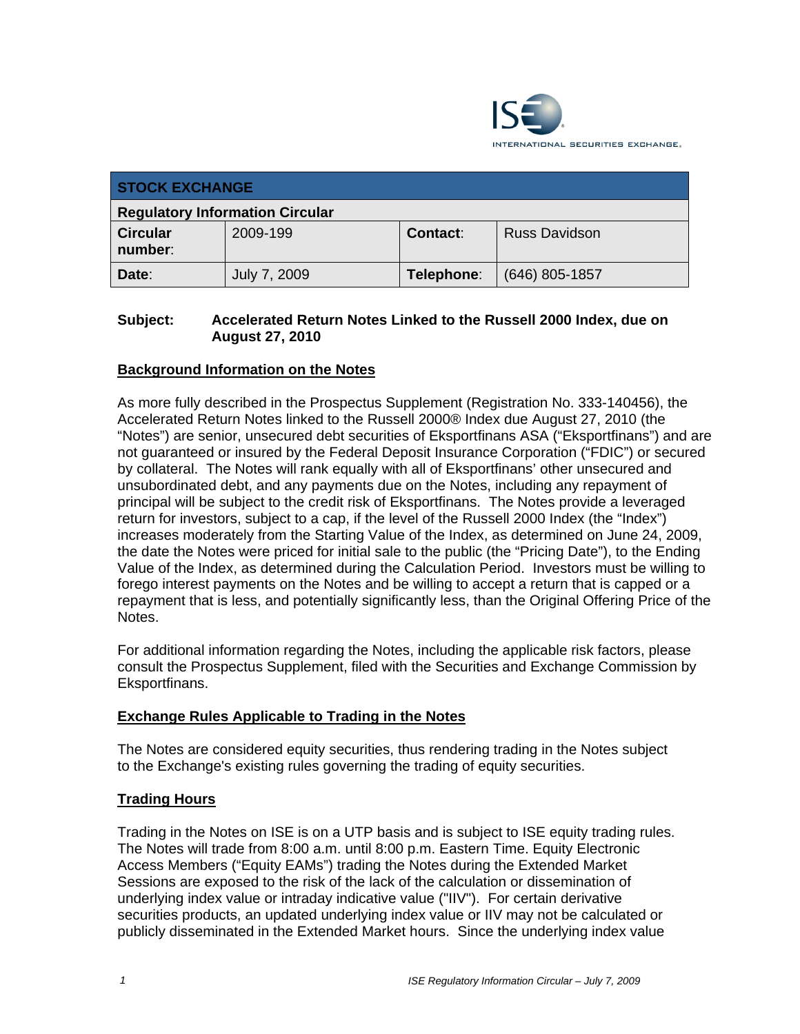ISE INTERNATIONAL SECURITIES EXCHANGE.

| STOCK EXCHANGE | | | |
|---|---|---|---|
| **Regulatory Information Circular** | | | |
| **Circular number:** | 2009-199 | **Contact:** | Russ Davidson |
| **Date:** | July 7, 2009 | **Telephone:** | (646) 805-1857 |

**Subject: Accelerated Return Notes Linked to the Russell 2000 Index, due on August 27, 2010**

## Background Information on the Notes

As more fully described in the Prospectus Supplement (Registration No. 333-140456), the Accelerated Return Notes linked to the Russell 2000® Index due August 27, 2010 (the "Notes") are senior, unsecured debt securities of Eksportfinans ASA ("Eksportfinans") and are not guaranteed or insured by the Federal Deposit Insurance Corporation ("FDIC") or secured by collateral. The Notes will rank equally with all of Eksportfinans' other unsecured and unsubordinated debt, and any payments due on the Notes, including any repayment of principal will be subject to the credit risk of Eksportfinans. The Notes provide a leveraged return for investors, subject to a cap, if the level of the Russell 2000 Index (the "Index") increases moderately from the Starting Value of the Index, as determined on June 24, 2009, the date the Notes were priced for initial sale to the public (the "Pricing Date"), to the Ending Value of the Index, as determined during the Calculation Period. Investors must be willing to forego interest payments on the Notes and be willing to accept a return that is capped or a repayment that is less, and potentially significantly less, than the Original Offering Price of the Notes.

For additional information regarding the Notes, including the applicable risk factors, please consult the Prospectus Supplement, filed with the Securities and Exchange Commission by Eksportfinans.

## Exchange Rules Applicable to Trading in the Notes

The Notes are considered equity securities, thus rendering trading in the Notes subject to the Exchange's existing rules governing the trading of equity securities.

## Trading Hours

Trading in the Notes on ISE is on a UTP basis and is subject to ISE equity trading rules. The Notes will trade from 8:00 a.m. until 8:00 p.m. Eastern Time. Equity Electronic Access Members ("Equity EAMs") trading the Notes during the Extended Market Sessions are exposed to the risk of the lack of the calculation or dissemination of underlying index value or intraday indicative value ("IIV"). For certain derivative securities products, an updated underlying index value or IIV may not be calculated or publicly disseminated in the Extended Market hours. Since the underlying index value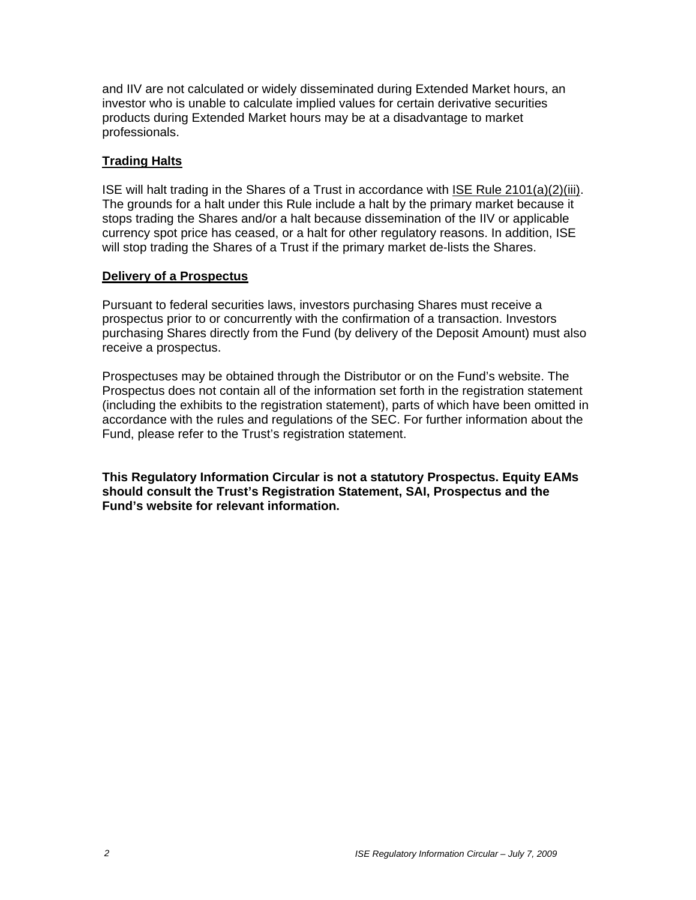and IIV are not calculated or widely disseminated during Extended Market hours, an investor who is unable to calculate implied values for certain derivative securities products during Extended Market hours may be at a disadvantage to market professionals.

## Trading Halts

ISE will halt trading in the Shares of a Trust in accordance with ISE Rule 2101(a)(2)(iii). The grounds for a halt under this Rule include a halt by the primary market because it stops trading the Shares and/or a halt because dissemination of the IIV or applicable currency spot price has ceased, or a halt for other regulatory reasons. In addition, ISE will stop trading the Shares of a Trust if the primary market de-lists the Shares.

## Delivery of a Prospectus

Pursuant to federal securities laws, investors purchasing Shares must receive a prospectus prior to or concurrently with the confirmation of a transaction. Investors purchasing Shares directly from the Fund (by delivery of the Deposit Amount) must also receive a prospectus.

Prospectuses may be obtained through the Distributor or on the Fund's website. The Prospectus does not contain all of the information set forth in the registration statement (including the exhibits to the registration statement), parts of which have been omitted in accordance with the rules and regulations of the SEC. For further information about the Fund, please refer to the Trust's registration statement.

**This Regulatory Information Circular is not a statutory Prospectus. Equity EAMs should consult the Trust's Registration Statement, SAI, Prospectus and the Fund's website for relevant information.**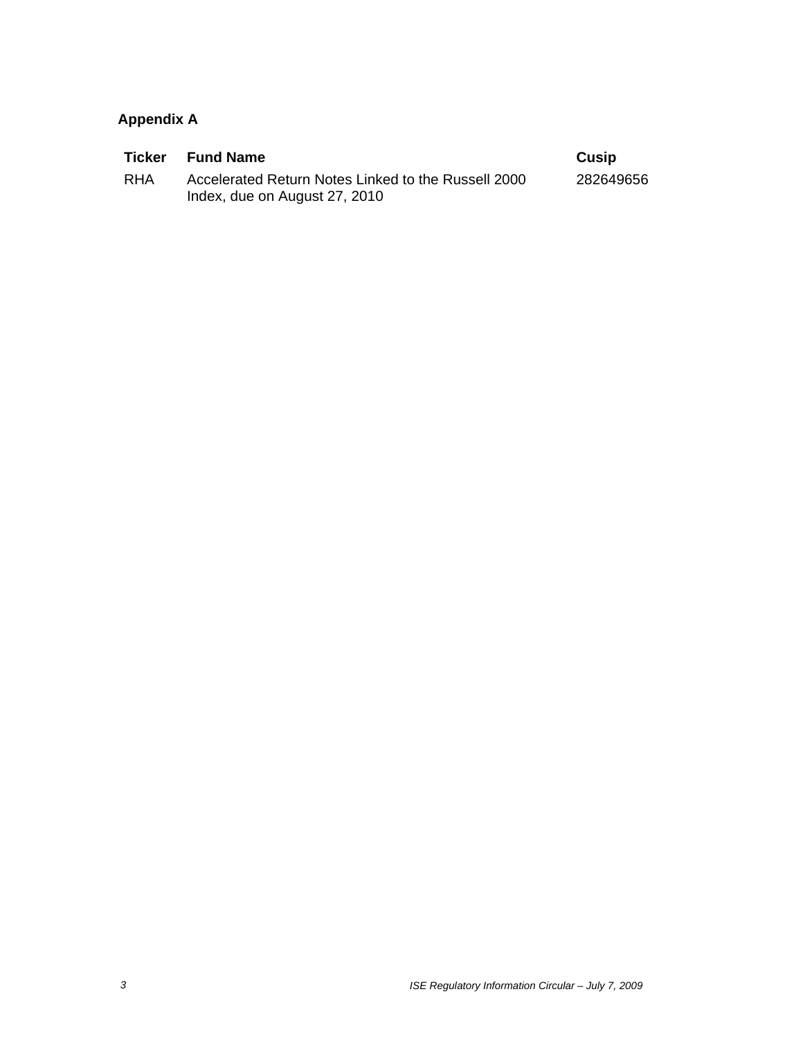**Appendix A**

| Ticker | Fund Name | Cusip |
| --- | --- | --- |
| RHA | Accelerated Return Notes Linked to the Russell 2000 Index, due on August 27, 2010 | 282649656 |